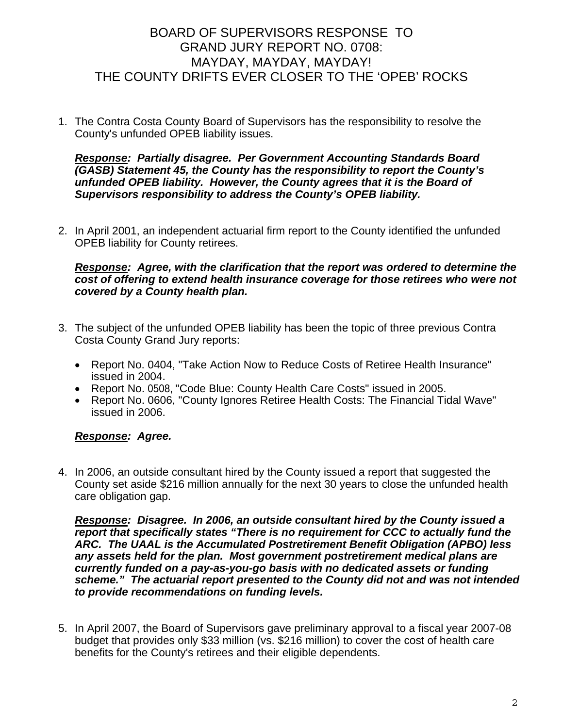# BOARD OF SUPERVISORS RESPONSE TO GRAND JURY REPORT NO. 0708: MAYDAY, MAYDAY, MAYDAY! THE COUNTY DRIFTS EVER CLOSER TO THE 'OPEB' ROCKS

1. The Contra Costa County Board of Supervisors has the responsibility to resolve the County's unfunded OPEB liability issues.

   ***Response**: Partially disagree. Per Government Accounting Standards Board (GASB) Statement 45, the County has the responsibility to report the County's unfunded OPEB liability. However, the County agrees that it is the Board of Supervisors responsibility to address the County's OPEB liability.*

2. In April 2001, an independent actuarial firm report to the County identified the unfunded OPEB liability for County retirees.

   ***Response**: Agree, with the clarification that the report was ordered to determine the cost of offering to extend health insurance coverage for those retirees who were not covered by a County health plan.*

3. The subject of the unfunded OPEB liability has been the topic of three previous Contra Costa County Grand Jury reports:

   - Report No. 0404, "Take Action Now to Reduce Costs of Retiree Health Insurance" issued in 2004.
   - Report No. 0508, "Code Blue: County Health Care Costs" issued in 2005.
   - Report No. 0606, "County Ignores Retiree Health Costs: The Financial Tidal Wave" issued in 2006.

   ***Response**: Agree.*

4. In 2006, an outside consultant hired by the County issued a report that suggested the County set aside $216 million annually for the next 30 years to close the unfunded health care obligation gap.

   ***Response**: Disagree. In 2006, an outside consultant hired by the County issued a report that specifically states "There is no requirement for CCC to actually fund the ARC. The UAAL is the Accumulated Postretirement Benefit Obligation (APBO) less any assets held for the plan. Most government postretirement medical plans are currently funded on a pay-as-you-go basis with no dedicated assets or funding scheme." The actuarial report presented to the County did not and was not intended to provide recommendations on funding levels.*

5. In April 2007, the Board of Supervisors gave preliminary approval to a fiscal year 2007-08 budget that provides only $33 million (vs. $216 million) to cover the cost of health care benefits for the County's retirees and their eligible dependents.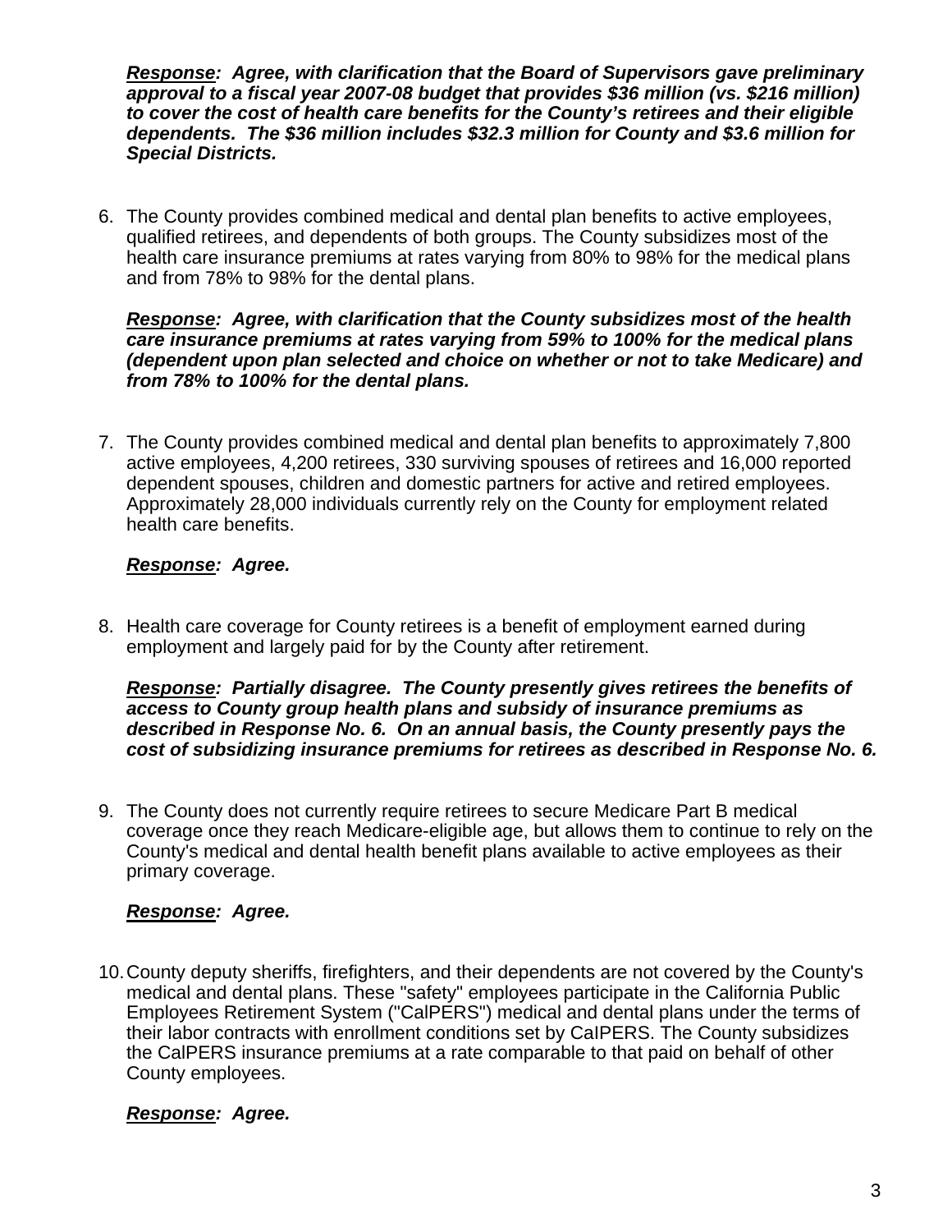***Response:** Agree, with clarification that the Board of Supervisors gave preliminary approval to a fiscal year 2007-08 budget that provides $36 million (vs. $216 million) to cover the cost of health care benefits for the County's retirees and their eligible dependents. The $36 million includes $32.3 million for County and $3.6 million for Special Districts.*

6. The County provides combined medical and dental plan benefits to active employees, qualified retirees, and dependents of both groups. The County subsidizes most of the health care insurance premiums at rates varying from 80% to 98% for the medical plans and from 78% to 98% for the dental plans.

   ***Response:** Agree, with clarification that the County subsidizes most of the health care insurance premiums at rates varying from 59% to 100% for the medical plans (dependent upon plan selected and choice on whether or not to take Medicare) and from 78% to 100% for the dental plans.*

7. The County provides combined medical and dental plan benefits to approximately 7,800 active employees, 4,200 retirees, 330 surviving spouses of retirees and 16,000 reported dependent spouses, children and domestic partners for active and retired employees. Approximately 28,000 individuals currently rely on the County for employment related health care benefits.

   ***Response:** Agree.*

8. Health care coverage for County retirees is a benefit of employment earned during employment and largely paid for by the County after retirement.

   ***Response:** Partially disagree. The County presently gives retirees the benefits of access to County group health plans and subsidy of insurance premiums as described in Response No. 6. On an annual basis, the County presently pays the cost of subsidizing insurance premiums for retirees as described in Response No. 6.*

9. The County does not currently require retirees to secure Medicare Part B medical coverage once they reach Medicare-eligible age, but allows them to continue to rely on the County's medical and dental health benefit plans available to active employees as their primary coverage.

   ***Response:** Agree.*

10. County deputy sheriffs, firefighters, and their dependents are not covered by the County's medical and dental plans. These "safety" employees participate in the California Public Employees Retirement System ("CalPERS") medical and dental plans under the terms of their labor contracts with enrollment conditions set by CalPERS. The County subsidizes the CalPERS insurance premiums at a rate comparable to that paid on behalf of other County employees.

    ***Response:** Agree.*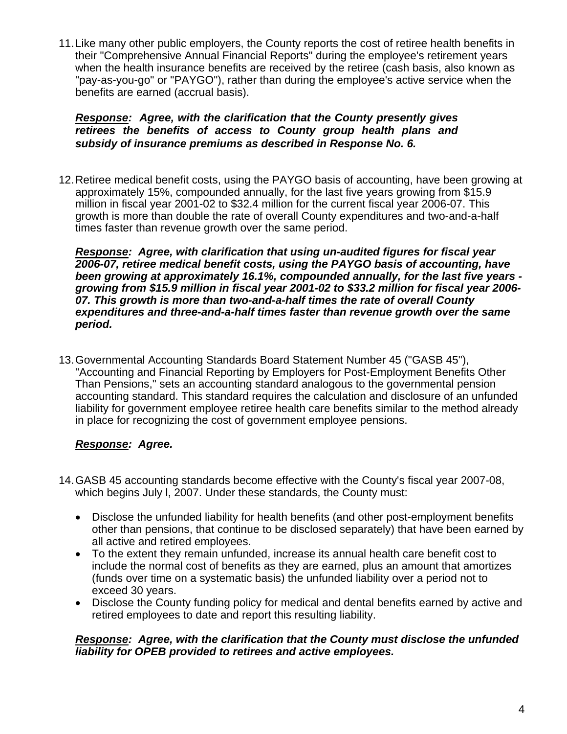11. Like many other public employers, the County reports the cost of retiree health benefits in their "Comprehensive Annual Financial Reports" during the employee's retirement years when the health insurance benefits are received by the retiree (cash basis, also known as "pay-as-you-go" or "PAYGO"), rather than during the employee's active service when the benefits are earned (accrual basis).

    ***Response*:** ***Agree, with the clarification that the County presently gives retirees the benefits of access to County group health plans and subsidy of insurance premiums as described in Response No. 6.***

12. Retiree medical benefit costs, using the PAYGO basis of accounting, have been growing at approximately 15%, compounded annually, for the last five years growing from $15.9 million in fiscal year 2001-02 to $32.4 million for the current fiscal year 2006-07. This growth is more than double the rate of overall County expenditures and two-and-a-half times faster than revenue growth over the same period.

    ***Response*:** ***Agree, with clarification that using un-audited figures for fiscal year 2006-07, retiree medical benefit costs, using the PAYGO basis of accounting, have been growing at approximately 16.1%, compounded annually, for the last five years - growing from $15.9 million in fiscal year 2001-02 to $33.2 million for fiscal year 2006-07. This growth is more than two-and-a-half times the rate of overall County expenditures and three-and-a-half times faster than revenue growth over the same period.***

13. Governmental Accounting Standards Board Statement Number 45 ("GASB 45"), "Accounting and Financial Reporting by Employers for Post-Employment Benefits Other Than Pensions," sets an accounting standard analogous to the governmental pension accounting standard. This standard requires the calculation and disclosure of an unfunded liability for government employee retiree health care benefits similar to the method already in place for recognizing the cost of government employee pensions.

    ***Response*:** ***Agree.***

14. GASB 45 accounting standards become effective with the County's fiscal year 2007-08, which begins July l, 2007. Under these standards, the County must:

    - Disclose the unfunded liability for health benefits (and other post-employment benefits other than pensions, that continue to be disclosed separately) that have been earned by all active and retired employees.
    - To the extent they remain unfunded, increase its annual health care benefit cost to include the normal cost of benefits as they are earned, plus an amount that amortizes (funds over time on a systematic basis) the unfunded liability over a period not to exceed 30 years.
    - Disclose the County funding policy for medical and dental benefits earned by active and retired employees to date and report this resulting liability.

    ***Response*:** ***Agree, with the clarification that the County must disclose the unfunded liability for OPEB provided to retirees and active employees.***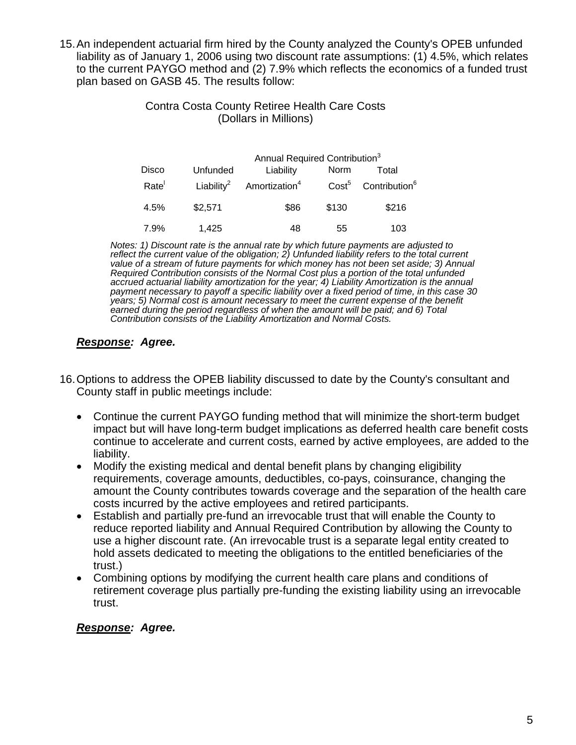15. An independent actuarial firm hired by the County analyzed the County's OPEB unfunded liability as of January 1, 2006 using two discount rate assumptions: (1) 4.5%, which relates to the current PAYGO method and (2) 7.9% which reflects the economics of a funded trust plan based on GASB 45. The results follow:

Contra Costa County Retiree Health Care Costs
(Dollars in Millions)

| | | Annual Required Contribution[3] | | |
|---|---|---|---|---|
| Disco Rate[1] | Unfunded Liability[2] | Liability Amortization[4] | Norm Cost[5] | Total Contribution[6] |
| 4.5% | $2,571 | $86 | $130 | $216 |
| 7.9% | 1,425 | 48 | 55 | 103 |

*Notes: 1) Discount rate is the annual rate by which future payments are adjusted to reflect the current value of the obligation; 2) Unfunded liability refers to the total current value of a stream of future payments for which money has not been set aside; 3) Annual Required Contribution consists of the Normal Cost plus a portion of the total unfunded accrued actuarial liability amortization for the year; 4) Liability Amortization is the annual payment necessary to payoff a specific liability over a fixed period of time, in this case 30 years; 5) Normal cost is amount necessary to meet the current expense of the benefit earned during the period regardless of when the amount will be paid; and 6) Total Contribution consists of the Liability Amortization and Normal Costs.*

***Response:* Agree.**

16. Options to address the OPEB liability discussed to date by the County's consultant and County staff in public meetings include:

- Continue the current PAYGO funding method that will minimize the short-term budget impact but will have long-term budget implications as deferred health care benefit costs continue to accelerate and current costs, earned by active employees, are added to the liability.
- Modify the existing medical and dental benefit plans by changing eligibility requirements, coverage amounts, deductibles, co-pays, coinsurance, changing the amount the County contributes towards coverage and the separation of the health care costs incurred by the active employees and retired participants.
- Establish and partially pre-fund an irrevocable trust that will enable the County to reduce reported liability and Annual Required Contribution by allowing the County to use a higher discount rate. (An irrevocable trust is a separate legal entity created to hold assets dedicated to meeting the obligations to the entitled beneficiaries of the trust.)
- Combining options by modifying the current health care plans and conditions of retirement coverage plus partially pre-funding the existing liability using an irrevocable trust.

***Response:* Agree.**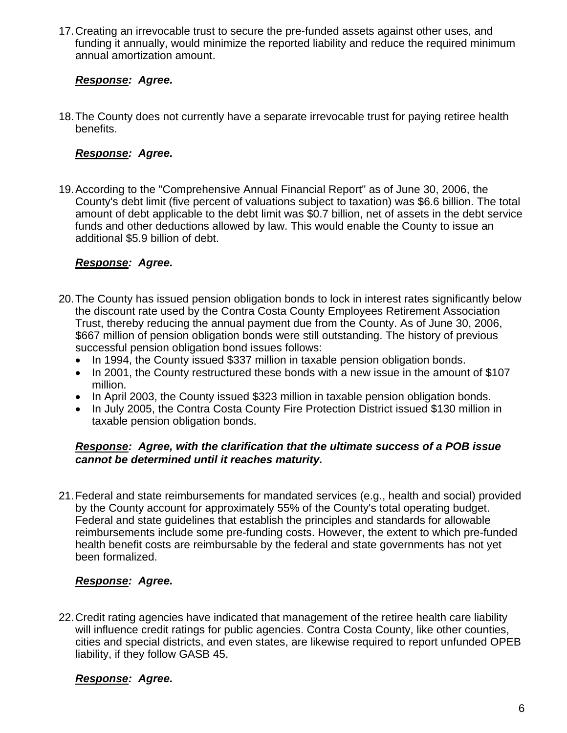17. Creating an irrevocable trust to secure the pre-funded assets against other uses, and funding it annually, would minimize the reported liability and reduce the required minimum annual amortization amount.

    ***Response*: Agree.**

18. The County does not currently have a separate irrevocable trust for paying retiree health benefits.

    ***Response*: Agree.**

19. According to the "Comprehensive Annual Financial Report" as of June 30, 2006, the County's debt limit (five percent of valuations subject to taxation) was $6.6 billion. The total amount of debt applicable to the debt limit was $0.7 billion, net of assets in the debt service funds and other deductions allowed by law. This would enable the County to issue an additional $5.9 billion of debt.

    ***Response*: Agree.**

20. The County has issued pension obligation bonds to lock in interest rates significantly below the discount rate used by the Contra Costa County Employees Retirement Association Trust, thereby reducing the annual payment due from the County. As of June 30, 2006, $667 million of pension obligation bonds were still outstanding. The history of previous successful pension obligation bond issues follows:
    - In 1994, the County issued $337 million in taxable pension obligation bonds.
    - In 2001, the County restructured these bonds with a new issue in the amount of $107 million.
    - In April 2003, the County issued $323 million in taxable pension obligation bonds.
    - In July 2005, the Contra Costa County Fire Protection District issued $130 million in taxable pension obligation bonds.

    ***Response*: Agree, with the clarification that the ultimate success of a POB issue cannot be determined until it reaches maturity.**

21. Federal and state reimbursements for mandated services (e.g., health and social) provided by the County account for approximately 55% of the County's total operating budget. Federal and state guidelines that establish the principles and standards for allowable reimbursements include some pre-funding costs. However, the extent to which pre-funded health benefit costs are reimbursable by the federal and state governments has not yet been formalized.

    ***Response*: Agree.**

22. Credit rating agencies have indicated that management of the retiree health care liability will influence credit ratings for public agencies. Contra Costa County, like other counties, cities and special districts, and even states, are likewise required to report unfunded OPEB liability, if they follow GASB 45.

    ***Response*: Agree.**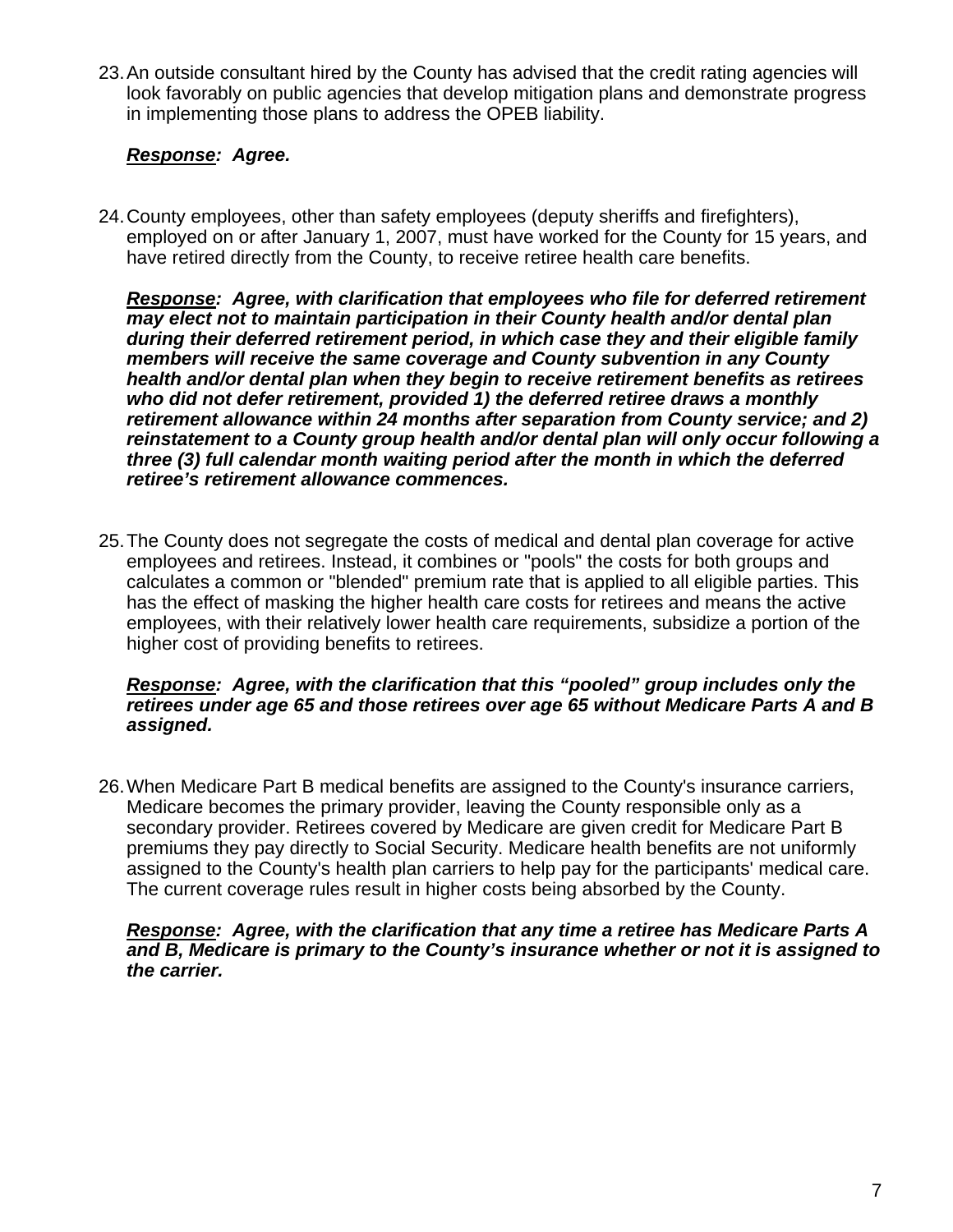23. An outside consultant hired by the County has advised that the credit rating agencies will look favorably on public agencies that develop mitigation plans and demonstrate progress in implementing those plans to address the OPEB liability.

    ***Response:*** ***Agree.***

24. County employees, other than safety employees (deputy sheriffs and firefighters), employed on or after January 1, 2007, must have worked for the County for 15 years, and have retired directly from the County, to receive retiree health care benefits.

    ***Response:*** ***Agree, with clarification that employees who file for deferred retirement may elect not to maintain participation in their County health and/or dental plan during their deferred retirement period, in which case they and their eligible family members will receive the same coverage and County subvention in any County health and/or dental plan when they begin to receive retirement benefits as retirees who did not defer retirement, provided 1) the deferred retiree draws a monthly retirement allowance within 24 months after separation from County service; and 2) reinstatement to a County group health and/or dental plan will only occur following a three (3) full calendar month waiting period after the month in which the deferred retiree's retirement allowance commences.***

25. The County does not segregate the costs of medical and dental plan coverage for active employees and retirees. Instead, it combines or "pools" the costs for both groups and calculates a common or "blended" premium rate that is applied to all eligible parties. This has the effect of masking the higher health care costs for retirees and means the active employees, with their relatively lower health care requirements, subsidize a portion of the higher cost of providing benefits to retirees.

    ***Response:*** ***Agree, with the clarification that this "pooled" group includes only the retirees under age 65 and those retirees over age 65 without Medicare Parts A and B assigned.***

26. When Medicare Part B medical benefits are assigned to the County's insurance carriers, Medicare becomes the primary provider, leaving the County responsible only as a secondary provider. Retirees covered by Medicare are given credit for Medicare Part B premiums they pay directly to Social Security. Medicare health benefits are not uniformly assigned to the County's health plan carriers to help pay for the participants' medical care. The current coverage rules result in higher costs being absorbed by the County.

    ***Response:*** ***Agree, with the clarification that any time a retiree has Medicare Parts A and B, Medicare is primary to the County's insurance whether or not it is assigned to the carrier.***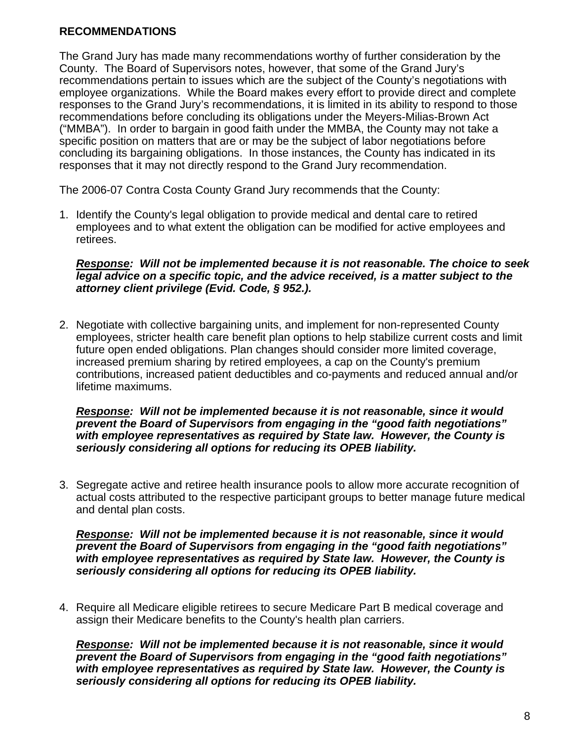**RECOMMENDATIONS**

The Grand Jury has made many recommendations worthy of further consideration by the County. The Board of Supervisors notes, however, that some of the Grand Jury's recommendations pertain to issues which are the subject of the County's negotiations with employee organizations. While the Board makes every effort to provide direct and complete responses to the Grand Jury's recommendations, it is limited in its ability to respond to those recommendations before concluding its obligations under the Meyers-Milias-Brown Act ("MMBA"). In order to bargain in good faith under the MMBA, the County may not take a specific position on matters that are or may be the subject of labor negotiations before concluding its bargaining obligations. In those instances, the County has indicated in its responses that it may not directly respond to the Grand Jury recommendation.

The 2006-07 Contra Costa County Grand Jury recommends that the County:

1. Identify the County's legal obligation to provide medical and dental care to retired employees and to what extent the obligation can be modified for active employees and retirees.

   ***Response**: Will not be implemented because it is not reasonable. The choice to seek legal advice on a specific topic, and the advice received, is a matter subject to the attorney client privilege (Evid. Code, § 952.).*

2. Negotiate with collective bargaining units, and implement for non-represented County employees, stricter health care benefit plan options to help stabilize current costs and limit future open ended obligations. Plan changes should consider more limited coverage, increased premium sharing by retired employees, a cap on the County's premium contributions, increased patient deductibles and co-payments and reduced annual and/or lifetime maximums.

   ***Response**: Will not be implemented because it is not reasonable, since it would prevent the Board of Supervisors from engaging in the "good faith negotiations" with employee representatives as required by State law. However, the County is seriously considering all options for reducing its OPEB liability.*

3. Segregate active and retiree health insurance pools to allow more accurate recognition of actual costs attributed to the respective participant groups to better manage future medical and dental plan costs.

   ***Response**: Will not be implemented because it is not reasonable, since it would prevent the Board of Supervisors from engaging in the "good faith negotiations" with employee representatives as required by State law. However, the County is seriously considering all options for reducing its OPEB liability.*

4. Require all Medicare eligible retirees to secure Medicare Part B medical coverage and assign their Medicare benefits to the County's health plan carriers.

   ***Response**: Will not be implemented because it is not reasonable, since it would prevent the Board of Supervisors from engaging in the "good faith negotiations" with employee representatives as required by State law. However, the County is seriously considering all options for reducing its OPEB liability.*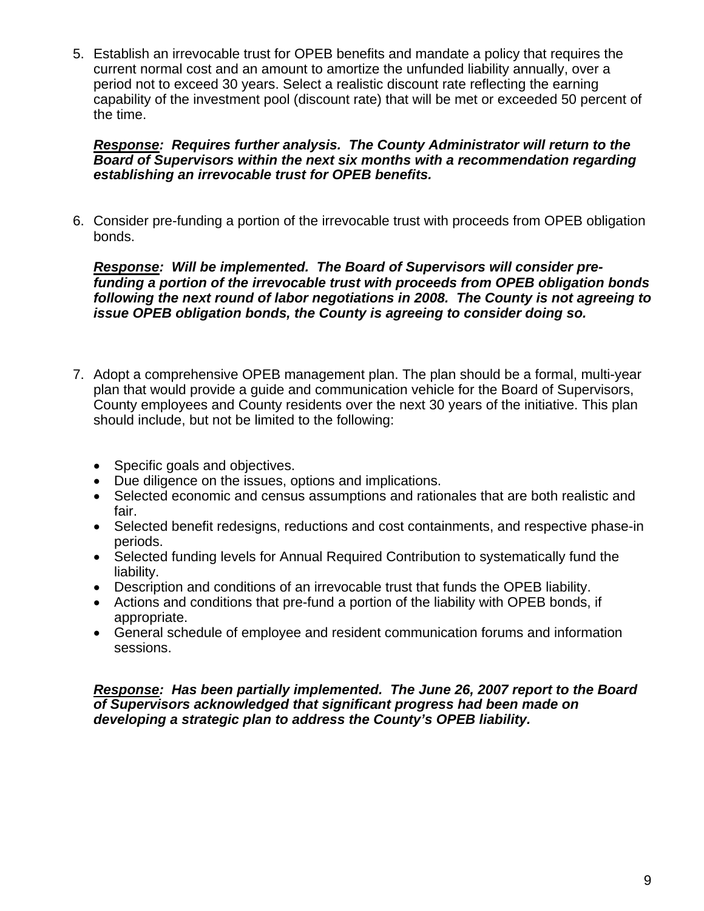5. Establish an irrevocable trust for OPEB benefits and mandate a policy that requires the current normal cost and an amount to amortize the unfunded liability annually, over a period not to exceed 30 years. Select a realistic discount rate reflecting the earning capability of the investment pool (discount rate) that will be met or exceeded 50 percent of the time.

   ***Response*:** ***Requires further analysis. The County Administrator will return to the Board of Supervisors within the next six months with a recommendation regarding establishing an irrevocable trust for OPEB benefits.***

6. Consider pre-funding a portion of the irrevocable trust with proceeds from OPEB obligation bonds.

   ***Response*:** ***Will be implemented. The Board of Supervisors will consider pre-funding a portion of the irrevocable trust with proceeds from OPEB obligation bonds following the next round of labor negotiations in 2008. The County is not agreeing to issue OPEB obligation bonds, the County is agreeing to consider doing so.***

7. Adopt a comprehensive OPEB management plan. The plan should be a formal, multi-year plan that would provide a guide and communication vehicle for the Board of Supervisors, County employees and County residents over the next 30 years of the initiative. This plan should include, but not be limited to the following:

   - Specific goals and objectives.
   - Due diligence on the issues, options and implications.
   - Selected economic and census assumptions and rationales that are both realistic and fair.
   - Selected benefit redesigns, reductions and cost containments, and respective phase-in periods.
   - Selected funding levels for Annual Required Contribution to systematically fund the liability.
   - Description and conditions of an irrevocable trust that funds the OPEB liability.
   - Actions and conditions that pre-fund a portion of the liability with OPEB bonds, if appropriate.
   - General schedule of employee and resident communication forums and information sessions.

   ***Response*:** ***Has been partially implemented. The June 26, 2007 report to the Board of Supervisors acknowledged that significant progress had been made on developing a strategic plan to address the County's OPEB liability.***